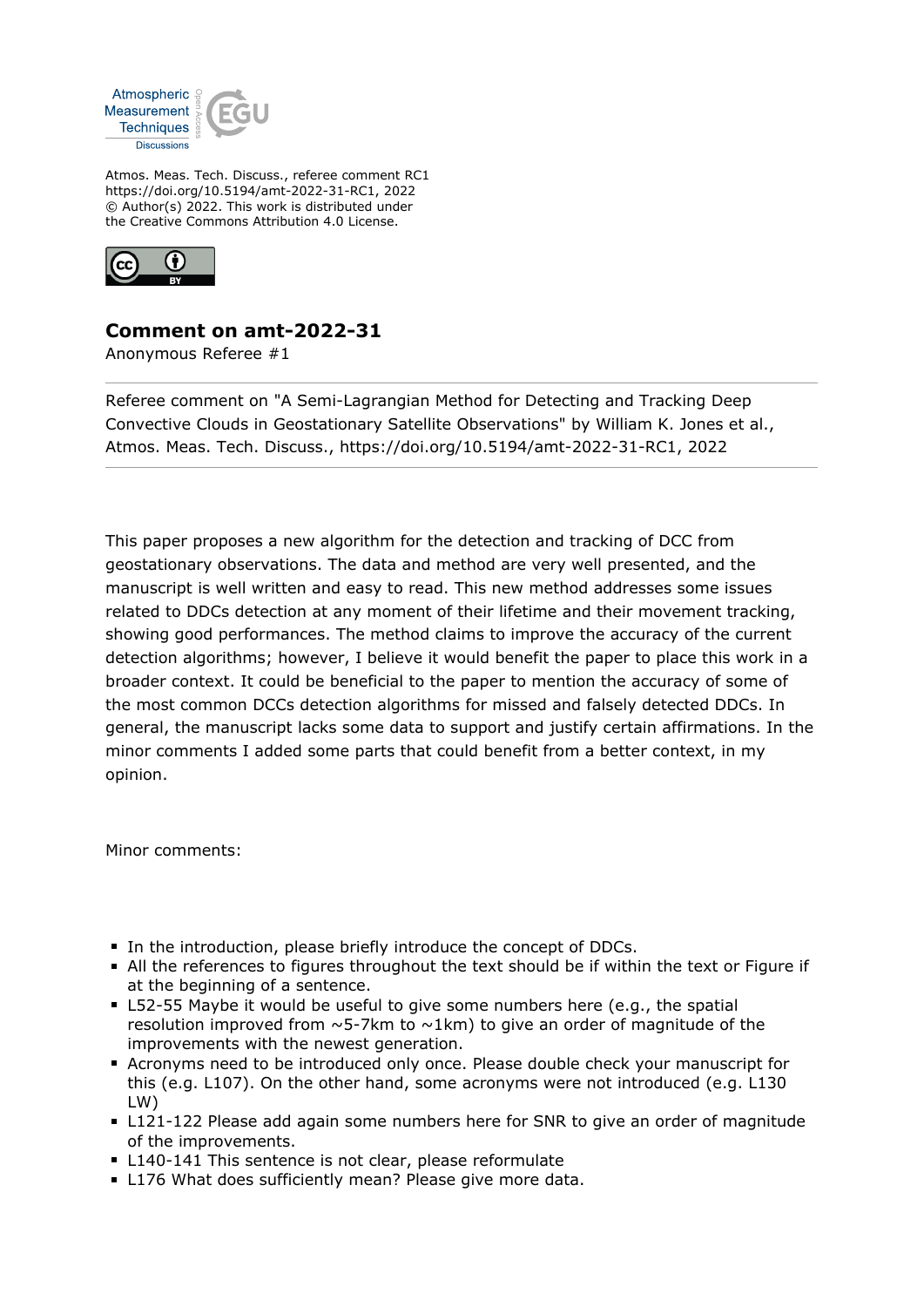Atmos. Meas. Tech. Discuss., referee comment RC1
https://doi.org/10.5194/amt-2022-31-RC1, 2022
© Author(s) 2022. This work is distributed under
the Creative Commons Attribution 4.0 License.

## Comment on amt-2022-31

Anonymous Referee #1

---

Referee comment on "A Semi-Lagrangian Method for Detecting and Tracking Deep Convective Clouds in Geostationary Satellite Observations" by William K. Jones et al., Atmos. Meas. Tech. Discuss., https://doi.org/10.5194/amt-2022-31-RC1, 2022

---

This paper proposes a new algorithm for the detection and tracking of DCC from geostationary observations. The data and method are very well presented, and the manuscript is well written and easy to read. This new method addresses some issues related to DDCs detection at any moment of their lifetime and their movement tracking, showing good performances. The method claims to improve the accuracy of the current detection algorithms; however, I believe it would benefit the paper to place this work in a broader context. It could be beneficial to the paper to mention the accuracy of some of the most common DCCs detection algorithms for missed and falsely detected DDCs. In general, the manuscript lacks some data to support and justify certain affirmations. In the minor comments I added some parts that could benefit from a better context, in my opinion.

Minor comments:

- In the introduction, please briefly introduce the concept of DDCs.
- All the references to figures throughout the text should be if within the text or Figure if at the beginning of a sentence.
- L52-55 Maybe it would be useful to give some numbers here (e.g., the spatial resolution improved from ~5-7km to ~1km) to give an order of magnitude of the improvements with the newest generation.
- Acronyms need to be introduced only once. Please double check your manuscript for this (e.g. L107). On the other hand, some acronyms were not introduced (e.g. L130 LW)
- L121-122 Please add again some numbers here for SNR to give an order of magnitude of the improvements.
- L140-141 This sentence is not clear, please reformulate
- L176 What does sufficiently mean? Please give more data.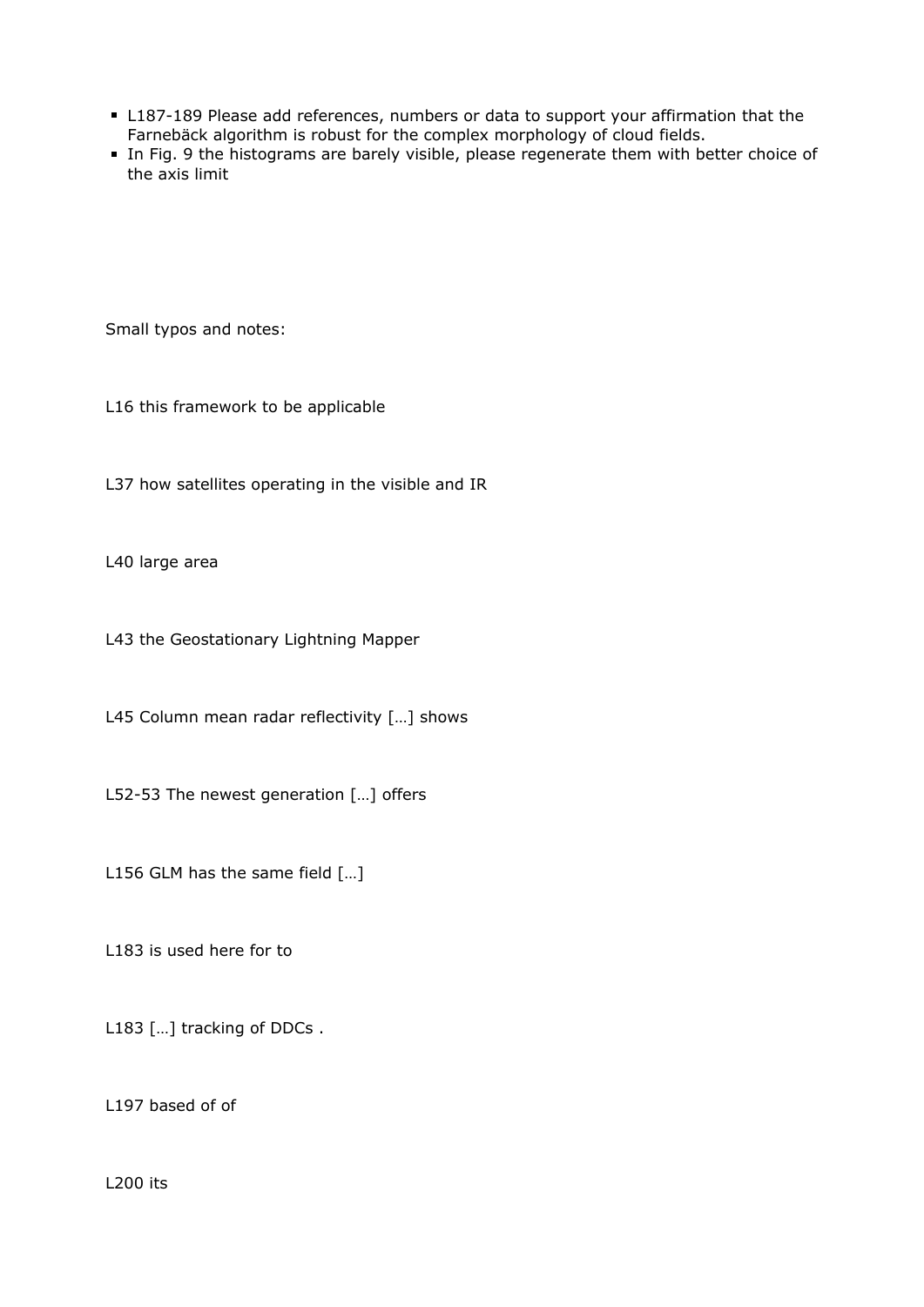- L187-189 Please add references, numbers or data to support your affirmation that the Farnebäck algorithm is robust for the complex morphology of cloud fields.
- In Fig. 9 the histograms are barely visible, please regenerate them with better choice of the axis limit

Small typos and notes:

L16 this framework to be applicable

L37 how satellites operating in the visible and IR

L40 large area

L43 the Geostationary Lightning Mapper

L45 Column mean radar reflectivity […] shows

L52-53 The newest generation […] offers

L156 GLM has the same field […]

L183 is used here for to

L183 […] tracking of DDCs .

L197 based of of

L200 its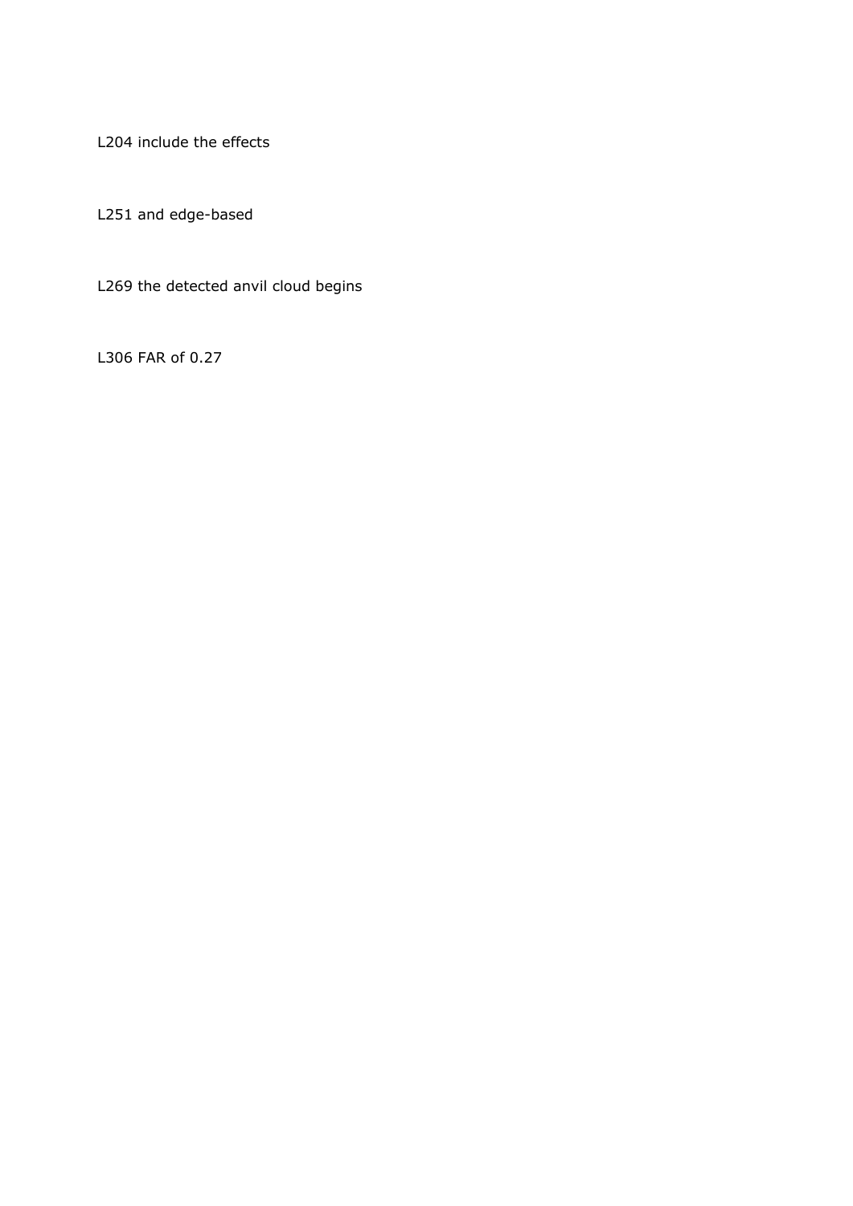L204 include the effects

L251 and edge-based

L269 the detected anvil cloud begins

L306 FAR of 0.27